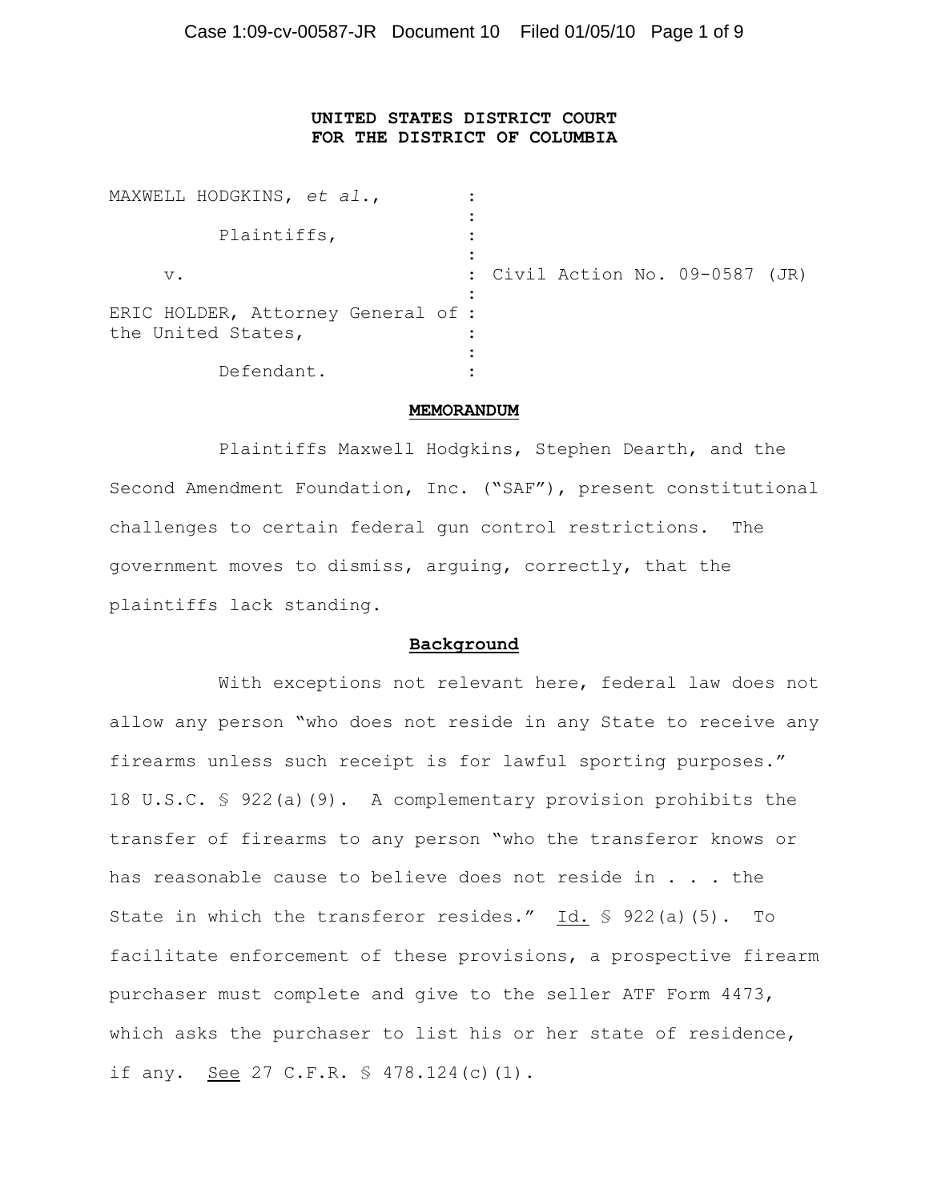**UNITED STATES DISTRICT COURT**
**FOR THE DISTRICT OF COLUMBIA**

| | | |
|---|---|---|
| MAXWELL HODGKINS, *et al.*, | : | |
| Plaintiffs, | : | |
| v. | : | Civil Action No. 09-0587 (JR) |
| ERIC HOLDER, Attorney General of the United States, | : | |
| Defendant. | : | |

**MEMORANDUM**

Plaintiffs Maxwell Hodgkins, Stephen Dearth, and the Second Amendment Foundation, Inc. ("SAF"), present constitutional challenges to certain federal gun control restrictions. The government moves to dismiss, arguing, correctly, that the plaintiffs lack standing.

**Background**

With exceptions not relevant here, federal law does not allow any person "who does not reside in any State to receive any firearms unless such receipt is for lawful sporting purposes." 18 U.S.C. § 922(a)(9). A complementary provision prohibits the transfer of firearms to any person "who the transferor knows or has reasonable cause to believe does not reside in . . . the State in which the transferor resides." Id. § 922(a)(5). To facilitate enforcement of these provisions, a prospective firearm purchaser must complete and give to the seller ATF Form 4473, which asks the purchaser to list his or her state of residence, if any. See 27 C.F.R. § 478.124(c)(1).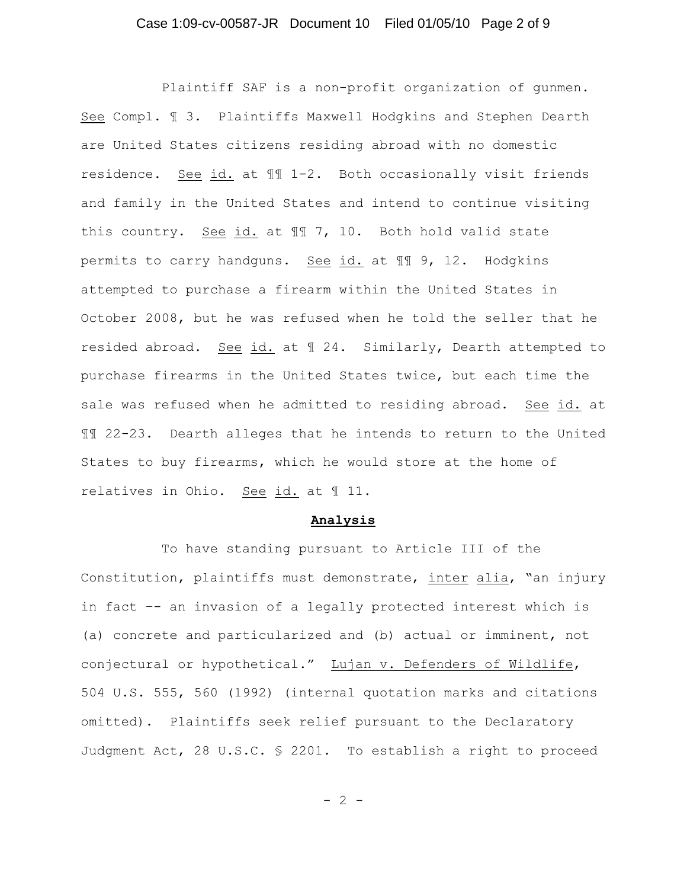Plaintiff SAF is a non-profit organization of gunmen. See Compl. ¶ 3. Plaintiffs Maxwell Hodgkins and Stephen Dearth are United States citizens residing abroad with no domestic residence. See id. at ¶¶ 1-2. Both occasionally visit friends and family in the United States and intend to continue visiting this country. See id. at ¶¶ 7, 10. Both hold valid state permits to carry handguns. See id. at ¶¶ 9, 12. Hodgkins attempted to purchase a firearm within the United States in October 2008, but he was refused when he told the seller that he resided abroad. See id. at ¶ 24. Similarly, Dearth attempted to purchase firearms in the United States twice, but each time the sale was refused when he admitted to residing abroad. See id. at ¶¶ 22-23. Dearth alleges that he intends to return to the United States to buy firearms, which he would store at the home of relatives in Ohio. See id. at ¶ 11.

**Analysis**

To have standing pursuant to Article III of the Constitution, plaintiffs must demonstrate, inter alia, "an injury in fact -- an invasion of a legally protected interest which is (a) concrete and particularized and (b) actual or imminent, not conjectural or hypothetical." Lujan v. Defenders of Wildlife, 504 U.S. 555, 560 (1992) (internal quotation marks and citations omitted). Plaintiffs seek relief pursuant to the Declaratory Judgment Act, 28 U.S.C. § 2201. To establish a right to proceed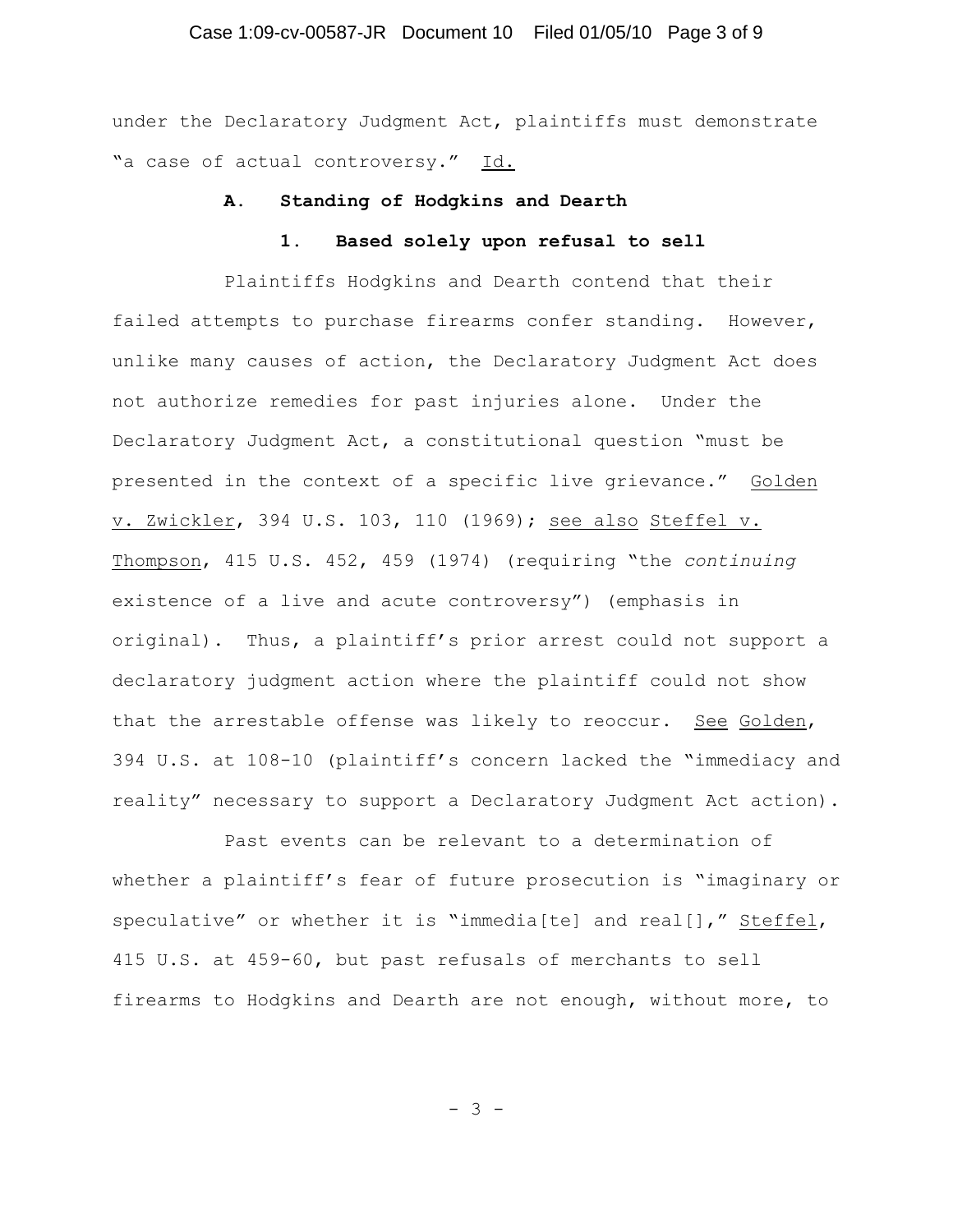under the Declaratory Judgment Act, plaintiffs must demonstrate "a case of actual controversy." Id.

**A. Standing of Hodgkins and Dearth**

**1. Based solely upon refusal to sell**

Plaintiffs Hodgkins and Dearth contend that their failed attempts to purchase firearms confer standing. However, unlike many causes of action, the Declaratory Judgment Act does not authorize remedies for past injuries alone. Under the Declaratory Judgment Act, a constitutional question "must be presented in the context of a specific live grievance." Golden v. Zwickler, 394 U.S. 103, 110 (1969); see also Steffel v. Thompson, 415 U.S. 452, 459 (1974) (requiring "the *continuing* existence of a live and acute controversy") (emphasis in original). Thus, a plaintiff's prior arrest could not support a declaratory judgment action where the plaintiff could not show that the arrestable offense was likely to reoccur. See Golden, 394 U.S. at 108-10 (plaintiff's concern lacked the "immediacy and reality" necessary to support a Declaratory Judgment Act action).

Past events can be relevant to a determination of whether a plaintiff's fear of future prosecution is "imaginary or speculative" or whether it is "immedia[te] and real[]," Steffel, 415 U.S. at 459-60, but past refusals of merchants to sell firearms to Hodgkins and Dearth are not enough, without more, to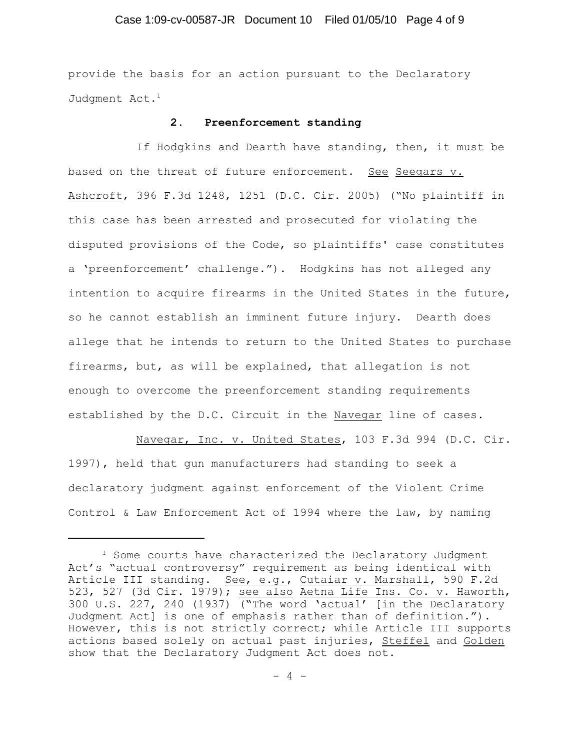provide the basis for an action pursuant to the Declaratory Judgment Act.[1]

### 2. Preenforcement standing

If Hodgkins and Dearth have standing, then, it must be based on the threat of future enforcement. See Seegars v. Ashcroft, 396 F.3d 1248, 1251 (D.C. Cir. 2005) ("No plaintiff in this case has been arrested and prosecuted for violating the disputed provisions of the Code, so plaintiffs' case constitutes a 'preenforcement' challenge."). Hodgkins has not alleged any intention to acquire firearms in the United States in the future, so he cannot establish an imminent future injury. Dearth does allege that he intends to return to the United States to purchase firearms, but, as will be explained, that allegation is not enough to overcome the preenforcement standing requirements established by the D.C. Circuit in the Navegar line of cases.

Navegar, Inc. v. United States, 103 F.3d 994 (D.C. Cir. 1997), held that gun manufacturers had standing to seek a declaratory judgment against enforcement of the Violent Crime Control & Law Enforcement Act of 1994 where the law, by naming

---

[1] Some courts have characterized the Declaratory Judgment Act's "actual controversy" requirement as being identical with Article III standing. See, e.g., Cutaiar v. Marshall, 590 F.2d 523, 527 (3d Cir. 1979); see also Aetna Life Ins. Co. v. Haworth, 300 U.S. 227, 240 (1937) ("The word 'actual' [in the Declaratory Judgment Act] is one of emphasis rather than of definition."). However, this is not strictly correct; while Article III supports actions based solely on actual past injuries, Steffel and Golden show that the Declaratory Judgment Act does not.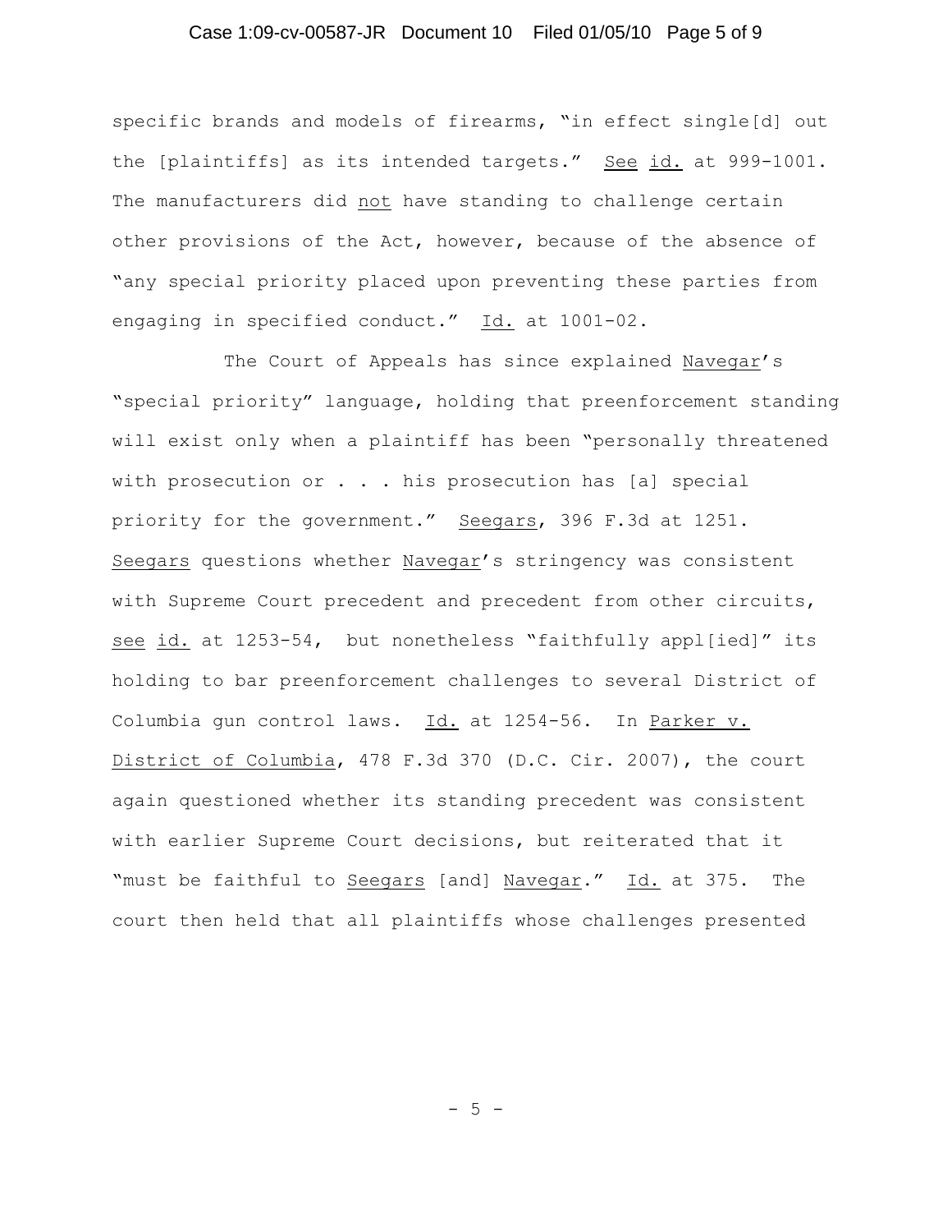specific brands and models of firearms, "in effect single[d] out the [plaintiffs] as its intended targets." See id. at 999-1001. The manufacturers did not have standing to challenge certain other provisions of the Act, however, because of the absence of "any special priority placed upon preventing these parties from engaging in specified conduct." Id. at 1001-02.

The Court of Appeals has since explained Navegar's "special priority" language, holding that preenforcement standing will exist only when a plaintiff has been "personally threatened with prosecution or . . . his prosecution has [a] special priority for the government." Seegars, 396 F.3d at 1251. Seegars questions whether Navegar's stringency was consistent with Supreme Court precedent and precedent from other circuits, see id. at 1253-54, but nonetheless "faithfully appl[ied]" its holding to bar preenforcement challenges to several District of Columbia gun control laws. Id. at 1254-56. In Parker v. District of Columbia, 478 F.3d 370 (D.C. Cir. 2007), the court again questioned whether its standing precedent was consistent with earlier Supreme Court decisions, but reiterated that it "must be faithful to Seegars [and] Navegar." Id. at 375. The court then held that all plaintiffs whose challenges presented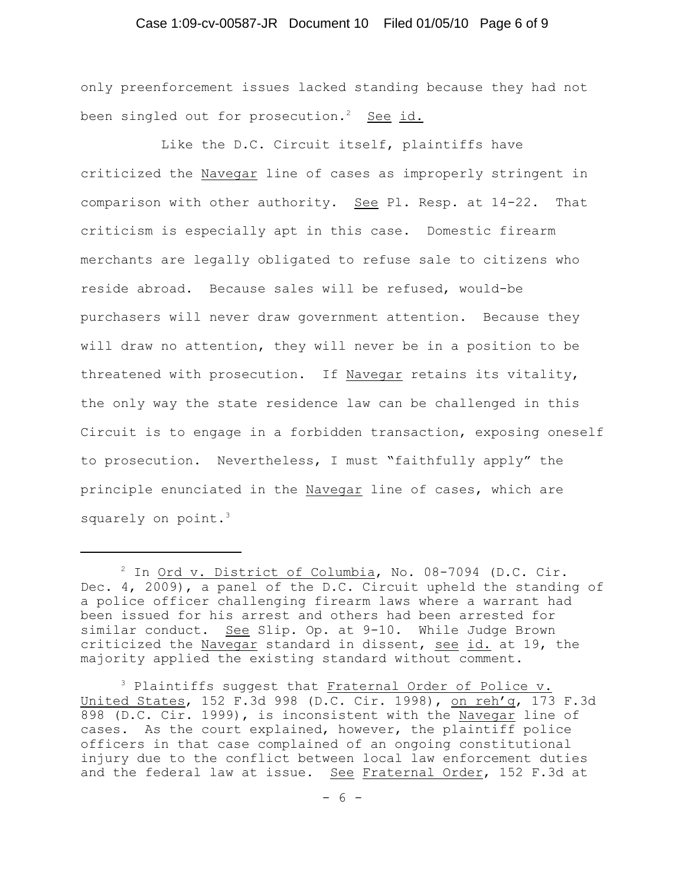only preenforcement issues lacked standing because they had not been singled out for prosecution.[2] See id.

Like the D.C. Circuit itself, plaintiffs have criticized the Navegar line of cases as improperly stringent in comparison with other authority. See Pl. Resp. at 14-22. That criticism is especially apt in this case. Domestic firearm merchants are legally obligated to refuse sale to citizens who reside abroad. Because sales will be refused, would-be purchasers will never draw government attention. Because they will draw no attention, they will never be in a position to be threatened with prosecution. If Navegar retains its vitality, the only way the state residence law can be challenged in this Circuit is to engage in a forbidden transaction, exposing oneself to prosecution. Nevertheless, I must "faithfully apply" the principle enunciated in the Navegar line of cases, which are squarely on point.[3]

---

[2] In Ord v. District of Columbia, No. 08-7094 (D.C. Cir. Dec. 4, 2009), a panel of the D.C. Circuit upheld the standing of a police officer challenging firearm laws where a warrant had been issued for his arrest and others had been arrested for similar conduct. See Slip. Op. at 9-10. While Judge Brown criticized the Navegar standard in dissent, see id. at 19, the majority applied the existing standard without comment.

[3] Plaintiffs suggest that Fraternal Order of Police v. United States, 152 F.3d 998 (D.C. Cir. 1998), on reh'g, 173 F.3d 898 (D.C. Cir. 1999), is inconsistent with the Navegar line of cases. As the court explained, however, the plaintiff police officers in that case complained of an ongoing constitutional injury due to the conflict between local law enforcement duties and the federal law at issue. See Fraternal Order, 152 F.3d at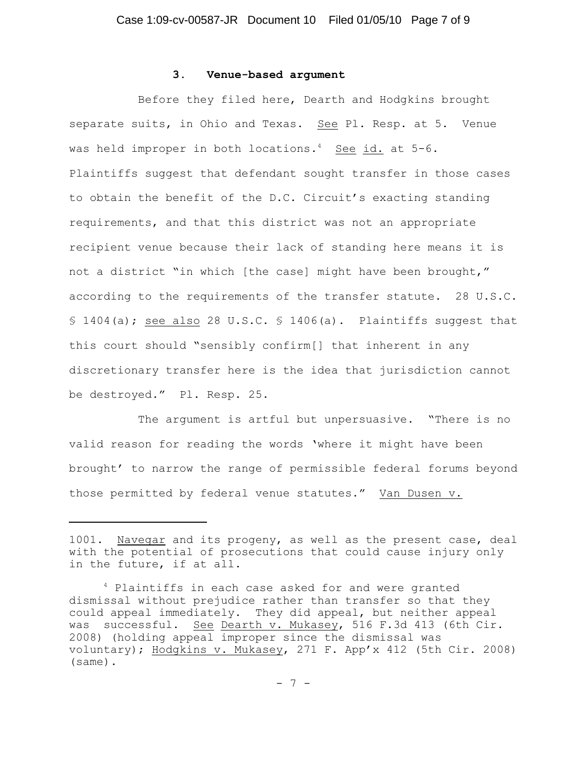### 3. Venue-based argument

Before they filed here, Dearth and Hodgkins brought separate suits, in Ohio and Texas. See Pl. Resp. at 5. Venue was held improper in both locations.[4] See id. at 5-6. Plaintiffs suggest that defendant sought transfer in those cases to obtain the benefit of the D.C. Circuit's exacting standing requirements, and that this district was not an appropriate recipient venue because their lack of standing here means it is not a district "in which [the case] might have been brought," according to the requirements of the transfer statute. 28 U.S.C. § 1404(a); see also 28 U.S.C. § 1406(a). Plaintiffs suggest that this court should "sensibly confirm[] that inherent in any discretionary transfer here is the idea that jurisdiction cannot be destroyed." Pl. Resp. 25.

The argument is artful but unpersuasive. "There is no valid reason for reading the words 'where it might have been brought' to narrow the range of permissible federal forums beyond those permitted by federal venue statutes." Van Dusen v.

---

1001. Navegar and its progeny, as well as the present case, deal with the potential of prosecutions that could cause injury only in the future, if at all.

[4] Plaintiffs in each case asked for and were granted dismissal without prejudice rather than transfer so that they could appeal immediately. They did appeal, but neither appeal was successful. See Dearth v. Mukasey, 516 F.3d 413 (6th Cir. 2008) (holding appeal improper since the dismissal was voluntary); Hodgkins v. Mukasey, 271 F. App'x 412 (5th Cir. 2008) (same).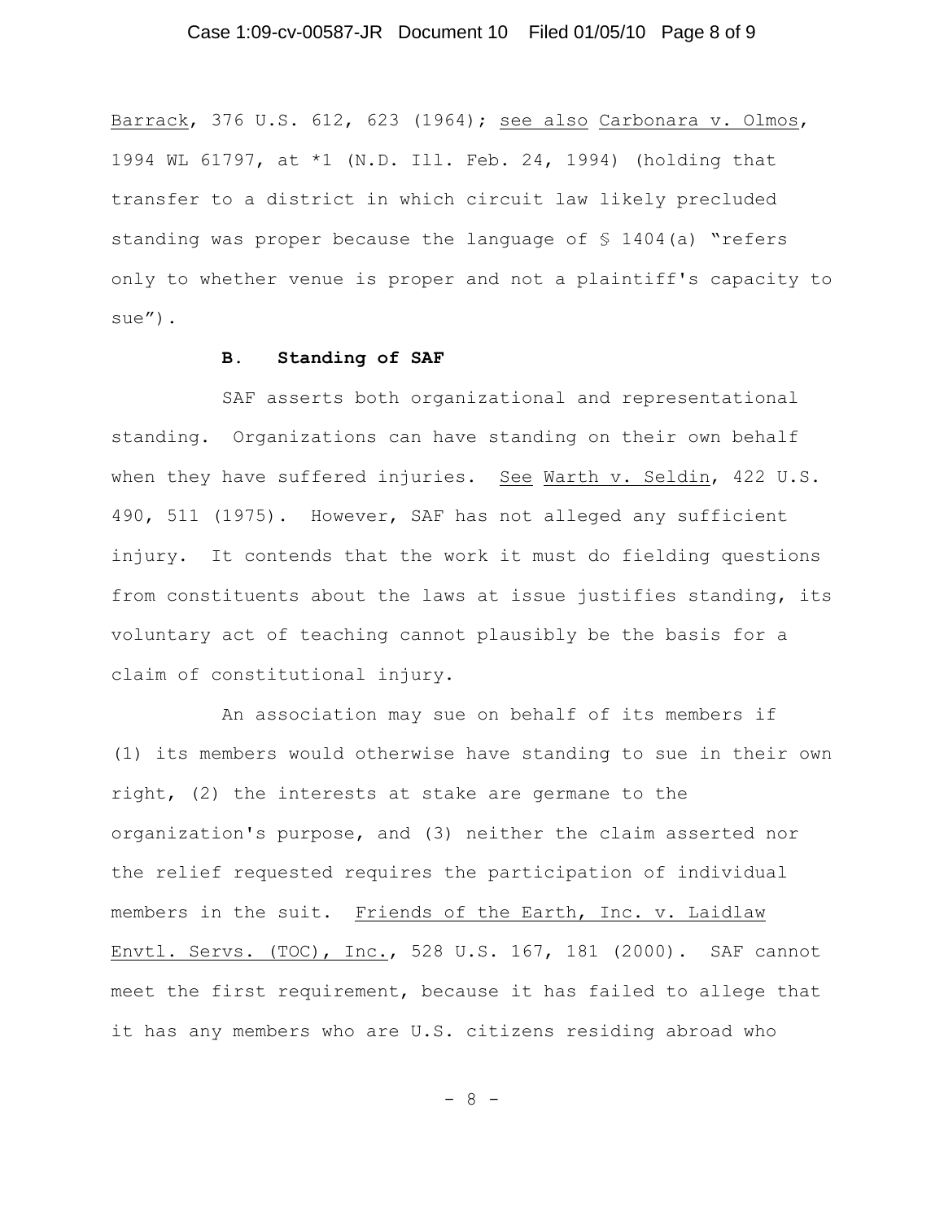Barrack, 376 U.S. 612, 623 (1964); see also Carbonara v. Olmos, 1994 WL 61797, at *1 (N.D. Ill. Feb. 24, 1994) (holding that transfer to a district in which circuit law likely precluded standing was proper because the language of § 1404(a) "refers only to whether venue is proper and not a plaintiff's capacity to sue").

**B. Standing of SAF**

SAF asserts both organizational and representational standing. Organizations can have standing on their own behalf when they have suffered injuries. See Warth v. Seldin, 422 U.S. 490, 511 (1975). However, SAF has not alleged any sufficient injury. It contends that the work it must do fielding questions from constituents about the laws at issue justifies standing, its voluntary act of teaching cannot plausibly be the basis for a claim of constitutional injury.

An association may sue on behalf of its members if (1) its members would otherwise have standing to sue in their own right, (2) the interests at stake are germane to the organization's purpose, and (3) neither the claim asserted nor the relief requested requires the participation of individual members in the suit. Friends of the Earth, Inc. v. Laidlaw Envtl. Servs. (TOC), Inc., 528 U.S. 167, 181 (2000). SAF cannot meet the first requirement, because it has failed to allege that it has any members who are U.S. citizens residing abroad who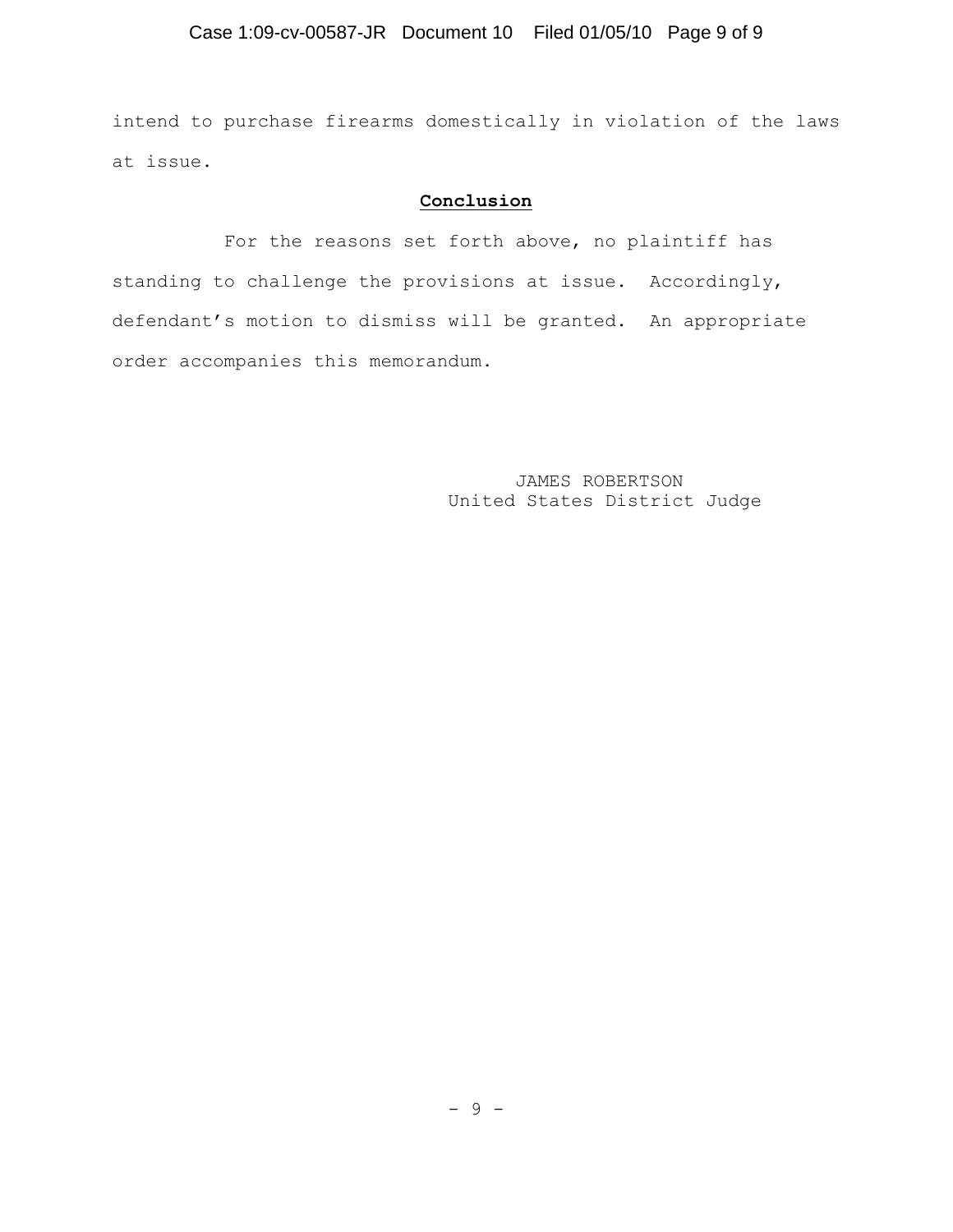intend to purchase firearms domestically in violation of the laws at issue.

## Conclusion

For the reasons set forth above, no plaintiff has standing to challenge the provisions at issue. Accordingly, defendant's motion to dismiss will be granted. An appropriate order accompanies this memorandum.

JAMES ROBERTSON
United States District Judge